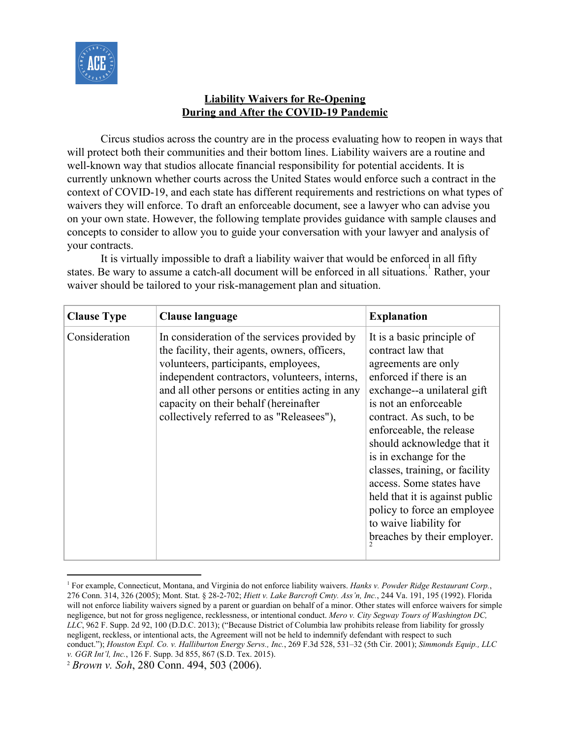## Liability Waivers for Re-Opening During and After the COVID-19 Pandemic

Circus studios across the country are in the process evaluating how to reopen in ways that will protect both their communities and their bottom lines. Liability waivers are a routine and well-known way that studios allocate financial responsibility for potential accidents. It is currently unknown whether courts across the United States would enforce such a contract in the context of COVID-19, and each state has different requirements and restrictions on what types of waivers they will enforce. To draft an enforceable document, see a lawyer who can advise you on your own state. However, the following template provides guidance with sample clauses and concepts to consider to allow you to guide your conversation with your lawyer and analysis of your contracts.

It is virtually impossible to draft a liability waiver that would be enforced in all fifty states. Be wary to assume a catch-all document will be enforced in all situations.[1] Rather, your waiver should be tailored to your risk-management plan and situation.

| Clause Type | Clause language | Explanation |
|---|---|---|
| Consideration | In consideration of the services provided by the facility, their agents, owners, officers, volunteers, participants, employees, independent contractors, volunteers, interns, and all other persons or entities acting in any capacity on their behalf (hereinafter collectively referred to as "Releasees"), | It is a basic principle of contract law that agreements are only enforced if there is an exchange--a unilateral gift is not an enforceable contract. As such, to be enforceable, the release should acknowledge that it is in exchange for the classes, training, or facility access. Some states have held that it is against public policy to force an employee to waive liability for breaches by their employer.[2] |

[1] For example, Connecticut, Montana, and Virginia do not enforce liability waivers. *Hanks v. Powder Ridge Restaurant Corp.*, 276 Conn. 314, 326 (2005); Mont. Stat. § 28-2-702; *Hiett v. Lake Barcroft Cmty. Ass'n, Inc.*, 244 Va. 191, 195 (1992). Florida will not enforce liability waivers signed by a parent or guardian on behalf of a minor. Other states will enforce waivers for simple negligence, but not for gross negligence, recklessness, or intentional conduct. *Mero v. City Segway Tours of Washington DC, LLC*, 962 F. Supp. 2d 92, 100 (D.D.C. 2013); ("Because District of Columbia law prohibits release from liability for grossly negligent, reckless, or intentional acts, the Agreement will not be held to indemnify defendant with respect to such conduct."); *Houston Expl. Co. v. Halliburton Energy Servs., Inc.*, 269 F.3d 528, 531–32 (5th Cir. 2001); *Simmonds Equip., LLC v. GGR Int'l, Inc.*, 126 F. Supp. 3d 855, 867 (S.D. Tex. 2015).

[2] *Brown v. Soh*, 280 Conn. 494, 503 (2006).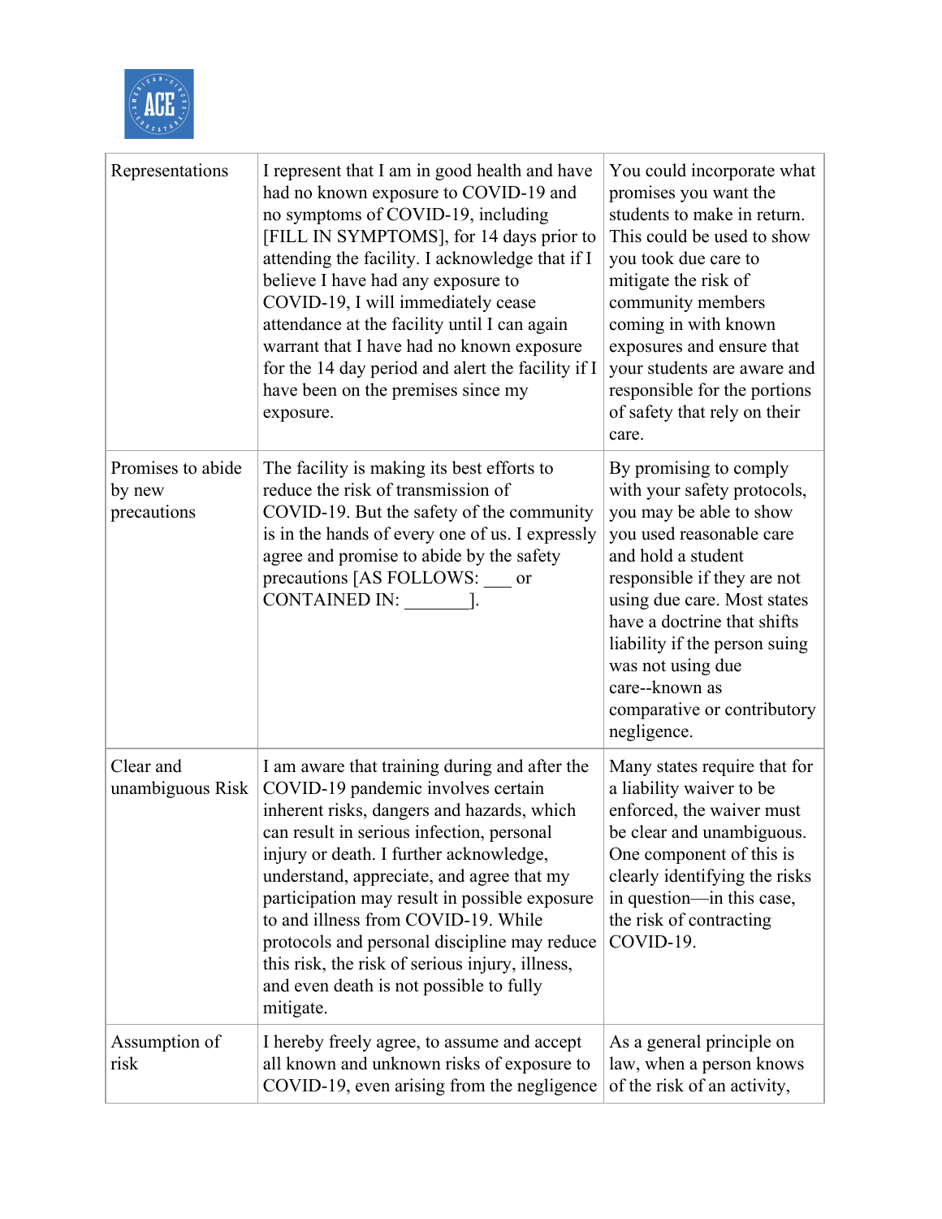| Representations | I represent that I am in good health and have had no known exposure to COVID-19 and no symptoms of COVID-19, including [FILL IN SYMPTOMS], for 14 days prior to attending the facility. I acknowledge that if I believe I have had any exposure to COVID-19, I will immediately cease attendance at the facility until I can again warrant that I have had no known exposure for the 14 day period and alert the facility if I have been on the premises since my exposure. | You could incorporate what promises you want the students to make in return. This could be used to show you took due care to mitigate the risk of community members coming in with known exposures and ensure that your students are aware and responsible for the portions of safety that rely on their care. |
|---|---|---|
| Promises to abide by new precautions | The facility is making its best efforts to reduce the risk of transmission of COVID-19. But the safety of the community is in the hands of every one of us. I expressly agree and promise to abide by the safety precautions [AS FOLLOWS: ___ or CONTAINED IN: _______]. | By promising to comply with your safety protocols, you may be able to show you used reasonable care and hold a student responsible if they are not using due care. Most states have a doctrine that shifts liability if the person suing was not using due care--known as comparative or contributory negligence. |
| Clear and unambiguous Risk | I am aware that training during and after the COVID-19 pandemic involves certain inherent risks, dangers and hazards, which can result in serious infection, personal injury or death. I further acknowledge, understand, appreciate, and agree that my participation may result in possible exposure to and illness from COVID-19. While protocols and personal discipline may reduce this risk, the risk of serious injury, illness, and even death is not possible to fully mitigate. | Many states require that for a liability waiver to be enforced, the waiver must be clear and unambiguous. One component of this is clearly identifying the risks in question—in this case, the risk of contracting COVID-19. |
| Assumption of risk | I hereby freely agree, to assume and accept all known and unknown risks of exposure to COVID-19, even arising from the negligence | As a general principle on law, when a person knows of the risk of an activity, |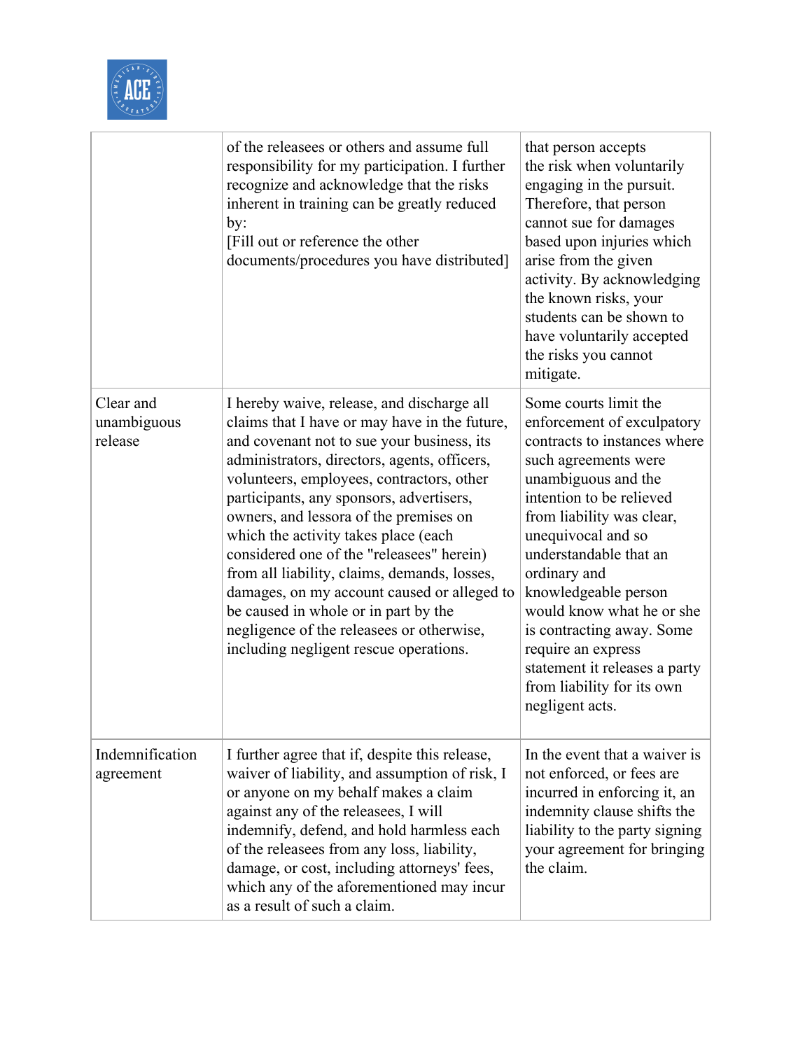| | | |
|---|---|---|
| | of the releasees or others and assume full responsibility for my participation. I further recognize and acknowledge that the risks inherent in training can be greatly reduced by:<br>[Fill out or reference the other documents/procedures you have distributed] | that person accepts the risk when voluntarily engaging in the pursuit. Therefore, that person cannot sue for damages based upon injuries which arise from the given activity. By acknowledging the known risks, your students can be shown to have voluntarily accepted the risks you cannot mitigate. |
| Clear and unambiguous release | I hereby waive, release, and discharge all claims that I have or may have in the future, and covenant not to sue your business, its administrators, directors, agents, officers, volunteers, employees, contractors, other participants, any sponsors, advertisers, owners, and lessora of the premises on which the activity takes place (each considered one of the "releasees" herein) from all liability, claims, demands, losses, damages, on my account caused or alleged to be caused in whole or in part by the negligence of the releasees or otherwise, including negligent rescue operations. | Some courts limit the enforcement of exculpatory contracts to instances where such agreements were unambiguous and the intention to be relieved from liability was clear, unequivocal and so understandable that an ordinary and knowledgeable person would know what he or she is contracting away. Some require an express statement it releases a party from liability for its own negligent acts. |
| Indemnification agreement | I further agree that if, despite this release, waiver of liability, and assumption of risk, I or anyone on my behalf makes a claim against any of the releasees, I will indemnify, defend, and hold harmless each of the releasees from any loss, liability, damage, or cost, including attorneys' fees, which any of the aforementioned may incur as a result of such a claim. | In the event that a waiver is not enforced, or fees are incurred in enforcing it, an indemnity clause shifts the liability to the party signing your agreement for bringing the claim. |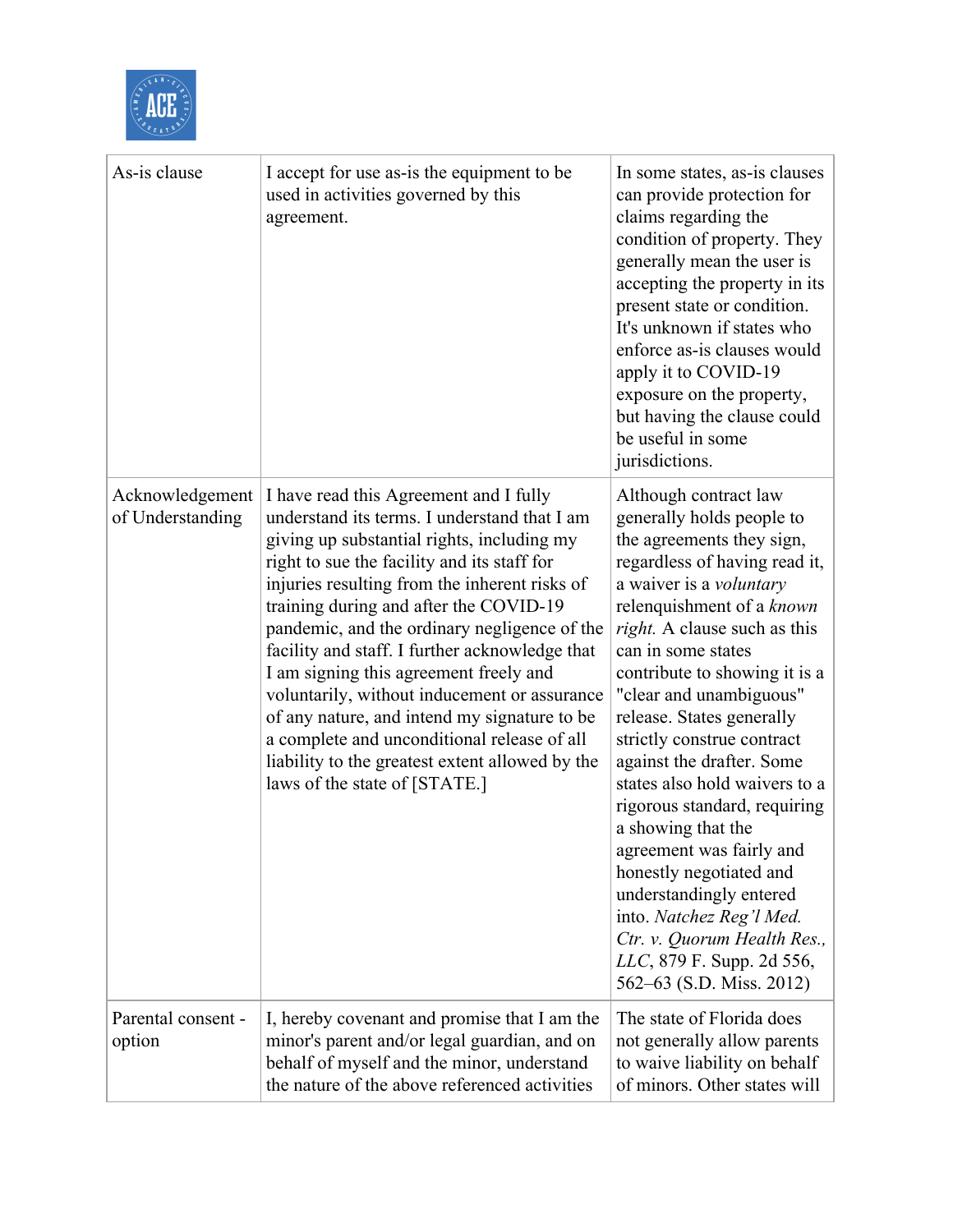| | | |
|---|---|---|
| As-is clause | I accept for use as-is the equipment to be used in activities governed by this agreement. | In some states, as-is clauses can provide protection for claims regarding the condition of property. They generally mean the user is accepting the property in its present state or condition. It's unknown if states who enforce as-is clauses would apply it to COVID-19 exposure on the property, but having the clause could be useful in some jurisdictions. |
| Acknowledgement of Understanding | I have read this Agreement and I fully understand its terms. I understand that I am giving up substantial rights, including my right to sue the facility and its staff for injuries resulting from the inherent risks of training during and after the COVID-19 pandemic, and the ordinary negligence of the facility and staff. I further acknowledge that I am signing this agreement freely and voluntarily, without inducement or assurance of any nature, and intend my signature to be a complete and unconditional release of all liability to the greatest extent allowed by the laws of the state of [STATE.] | Although contract law generally holds people to the agreements they sign, regardless of having read it, a waiver is a *voluntary* relenquishment of a *known right.* A clause such as this can in some states contribute to showing it is a "clear and unambiguous" release. States generally strictly construe contract against the drafter. Some states also hold waivers to a rigorous standard, requiring a showing that the agreement was fairly and honestly negotiated and understandingly entered into. *Natchez Reg'l Med. Ctr. v. Quorum Health Res., LLC*, 879 F. Supp. 2d 556, 562–63 (S.D. Miss. 2012) |
| Parental consent - option | I, hereby covenant and promise that I am the minor's parent and/or legal guardian, and on behalf of myself and the minor, understand the nature of the above referenced activities | The state of Florida does not generally allow parents to waive liability on behalf of minors. Other states will |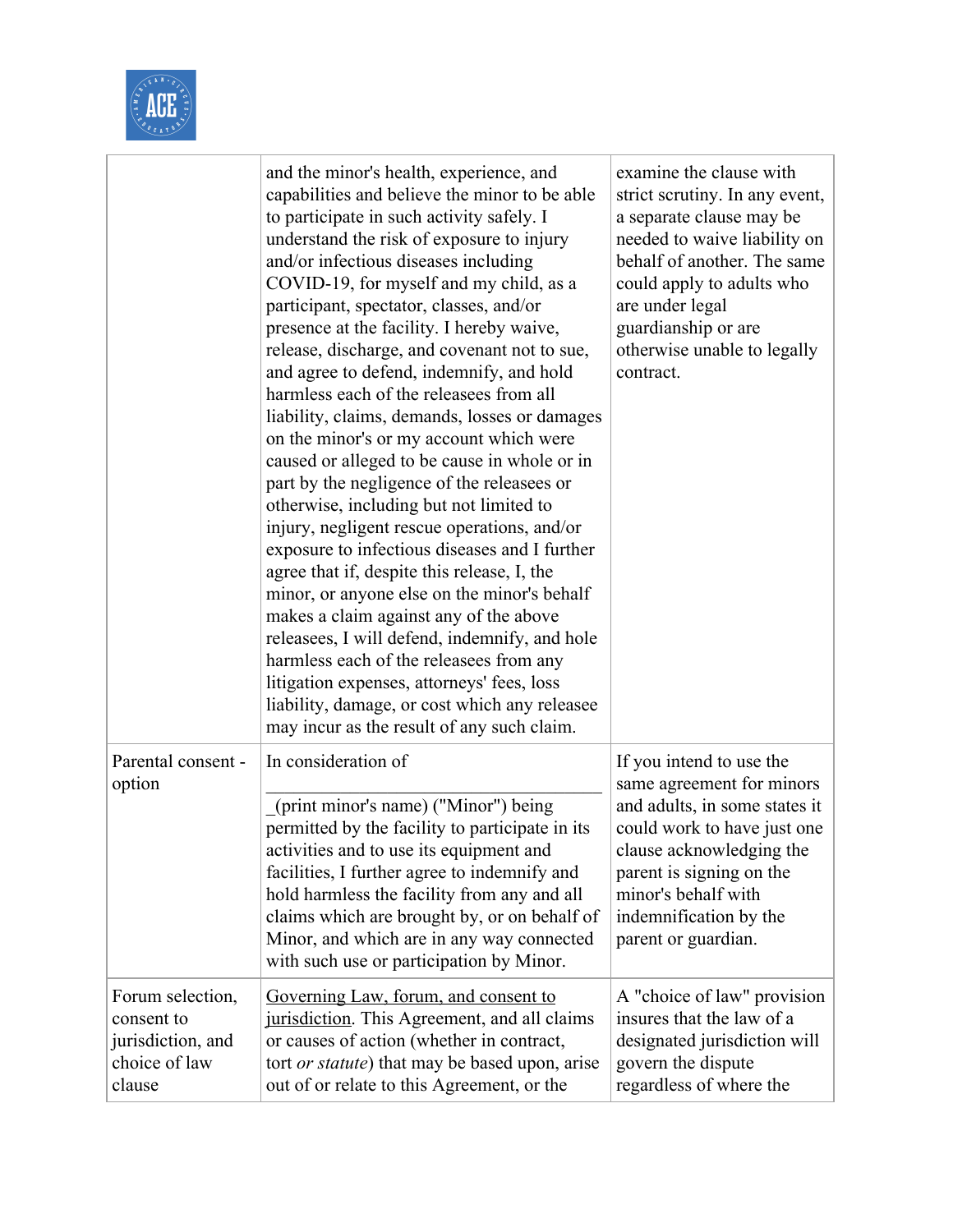| | | |
|---|---|---|
| | and the minor's health, experience, and capabilities and believe the minor to be able to participate in such activity safely. I understand the risk of exposure to injury and/or infectious diseases including COVID-19, for myself and my child, as a participant, spectator, classes, and/or presence at the facility. I hereby waive, release, discharge, and covenant not to sue, and agree to defend, indemnify, and hold harmless each of the releasees from all liability, claims, demands, losses or damages on the minor's or my account which were caused or alleged to be cause in whole or in part by the negligence of the releasees or otherwise, including but not limited to injury, negligent rescue operations, and/or exposure to infectious diseases and I further agree that if, despite this release, I, the minor, or anyone else on the minor's behalf makes a claim against any of the above releasees, I will defend, indemnify, and hole harmless each of the releasees from any litigation expenses, attorneys' fees, loss liability, damage, or cost which any releasee may incur as the result of any such claim. | examine the clause with strict scrutiny. In any event, a separate clause may be needed to waive liability on behalf of another. The same could apply to adults who are under legal guardianship or are otherwise unable to legally contract. |
| Parental consent - option | In consideration of ______________________ (print minor's name) ("Minor") being permitted by the facility to participate in its activities and to use its equipment and facilities, I further agree to indemnify and hold harmless the facility from any and all claims which are brought by, or on behalf of Minor, and which are in any way connected with such use or participation by Minor. | If you intend to use the same agreement for minors and adults, in some states it could work to have just one clause acknowledging the parent is signing on the minor's behalf with indemnification by the parent or guardian. |
| Forum selection, consent to jurisdiction, and choice of law clause | <u>Governing Law, forum, and consent to jurisdiction</u>. This Agreement, and all claims or causes of action (whether in contract, tort *or statute*) that may be based upon, arise out of or relate to this Agreement, or the | A "choice of law" provision insures that the law of a designated jurisdiction will govern the dispute regardless of where the |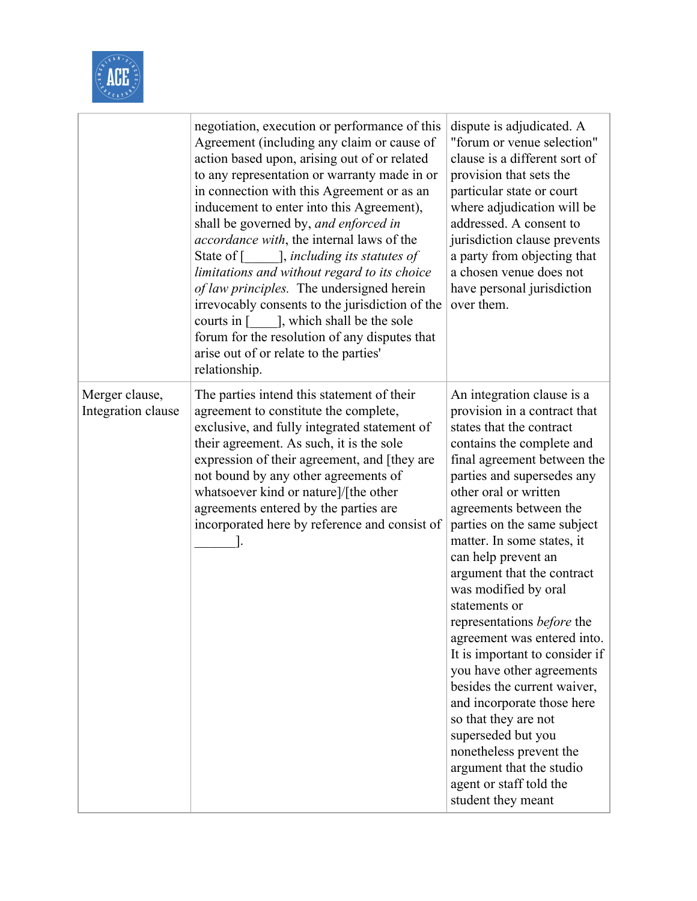| | | |
|---|---|---|
| | negotiation, execution or performance of this Agreement (including any claim or cause of action based upon, arising out of or related to any representation or warranty made in or in connection with this Agreement or as an inducement to enter into this Agreement), shall be governed by, *and enforced in accordance with*, the internal laws of the State of [_____], *including its statutes of limitations and without regard to its choice of law principles.* The undersigned herein irrevocably consents to the jurisdiction of the courts in [____], which shall be the sole forum for the resolution of any disputes that arise out of or relate to the parties' relationship. | dispute is adjudicated. A "forum or venue selection" clause is a different sort of provision that sets the particular state or court where adjudication will be addressed. A consent to jurisdiction clause prevents a party from objecting that a chosen venue does not have personal jurisdiction over them. |
| Merger clause, Integration clause | The parties intend this statement of their agreement to constitute the complete, exclusive, and fully integrated statement of their agreement. As such, it is the sole expression of their agreement, and [they are not bound by any other agreements of whatsoever kind or nature]/[the other agreements entered by the parties are incorporated here by reference and consist of ______]. | An integration clause is a provision in a contract that states that the contract contains the complete and final agreement between the parties and supersedes any other oral or written agreements between the parties on the same subject matter. In some states, it can help prevent an argument that the contract was modified by oral statements or representations *before* the agreement was entered into. It is important to consider if you have other agreements besides the current waiver, and incorporate those here so that they are not superseded but you nonetheless prevent the argument that the studio agent or staff told the student they meant |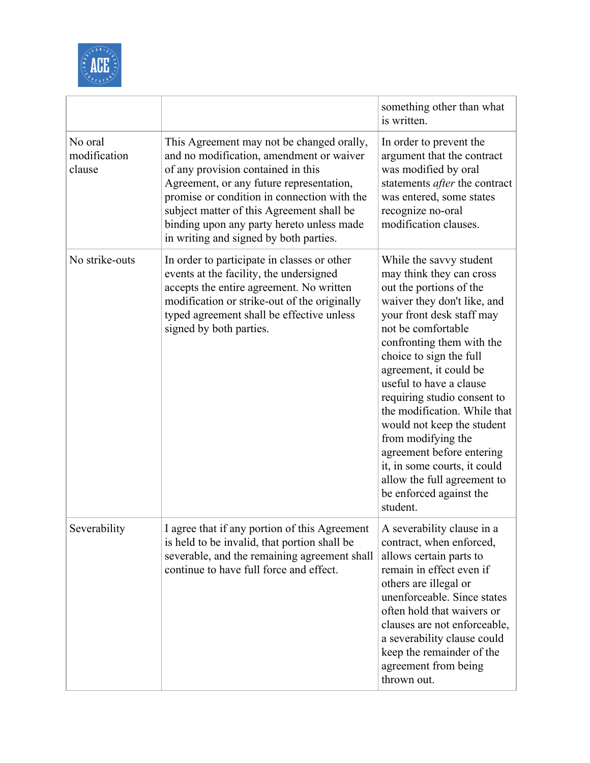| | | something other than what is written. |
|---|---|---|
| No oral modification clause | This Agreement may not be changed orally, and no modification, amendment or waiver of any provision contained in this Agreement, or any future representation, promise or condition in connection with the subject matter of this Agreement shall be binding upon any party hereto unless made in writing and signed by both parties. | In order to prevent the argument that the contract was modified by oral statements *after* the contract was entered, some states recognize no-oral modification clauses. |
| No strike-outs | In order to participate in classes or other events at the facility, the undersigned accepts the entire agreement. No written modification or strike-out of the originally typed agreement shall be effective unless signed by both parties. | While the savvy student may think they can cross out the portions of the waiver they don't like, and your front desk staff may not be comfortable confronting them with the choice to sign the full agreement, it could be useful to have a clause requiring studio consent to the modification. While that would not keep the student from modifying the agreement before entering it, in some courts, it could allow the full agreement to be enforced against the student. |
| Severability | I agree that if any portion of this Agreement is held to be invalid, that portion shall be severable, and the remaining agreement shall continue to have full force and effect. | A severability clause in a contract, when enforced, allows certain parts to remain in effect even if others are illegal or unenforceable. Since states often hold that waivers or clauses are not enforceable, a severability clause could keep the remainder of the agreement from being thrown out. |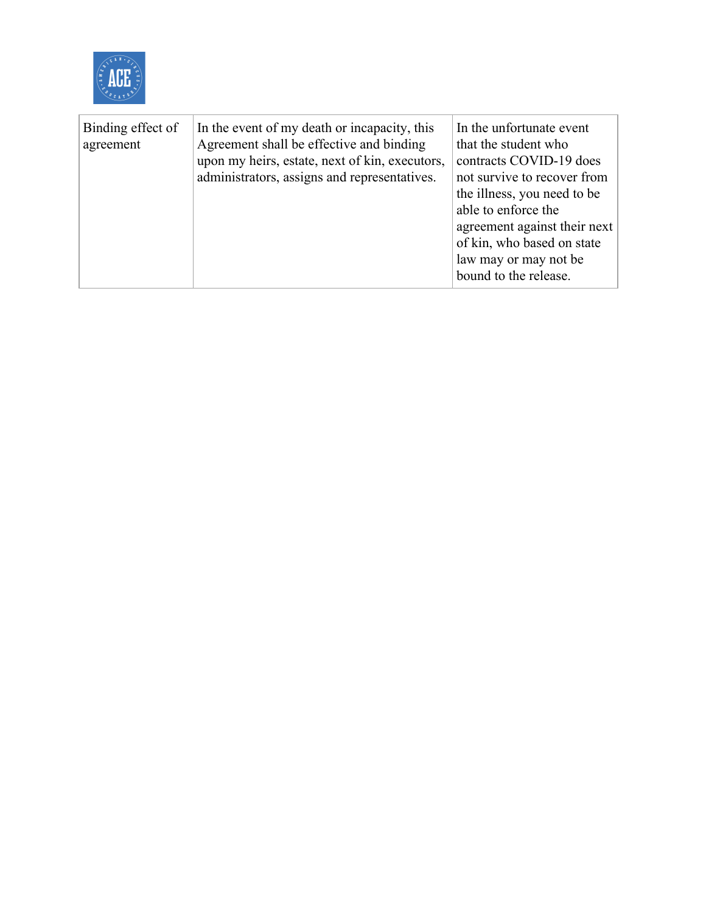| | | |
|---|---|---|
| Binding effect of agreement | In the event of my death or incapacity, this Agreement shall be effective and binding upon my heirs, estate, next of kin, executors, administrators, assigns and representatives. | In the unfortunate event that the student who contracts COVID-19 does not survive to recover from the illness, you need to be able to enforce the agreement against their next of kin, who based on state law may or may not be bound to the release. |